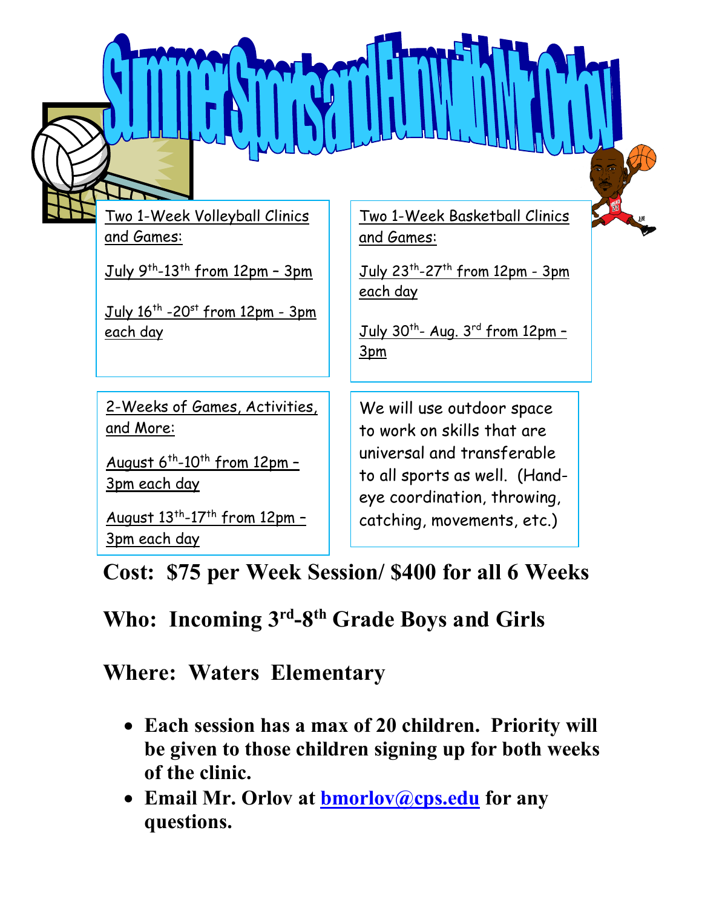# Summer Sports and Fun with Mr. Orlov!

Two 1-Week Volleyball Clinics and Games:

July 9th-13th from 12pm – 3pm

July 16th -20st from 12pm - 3pm each day

Two 1-Week Basketball Clinics and Games:

July 23th-27th from 12pm - 3pm each day

July 30th- Aug. 3rd from 12pm – 3pm

2-Weeks of Games, Activities, and More:

August 6th-10th from 12pm – 3pm each day

August 13th-17th from 12pm – 3pm each day

We will use outdoor space to work on skills that are universal and transferable to all sports as well. (Hand-eye coordination, throwing, catching, movements, etc.)

**Cost: $75 per Week Session/ $400 for all 6 Weeks**

**Who: Incoming 3rd-8th Grade Boys and Girls**

**Where: Waters Elementary**

- **Each session has a max of 20 children. Priority will be given to those children signing up for both weeks of the clinic.**
- **Email Mr. Orlov at bmorlov@cps.edu for any questions.**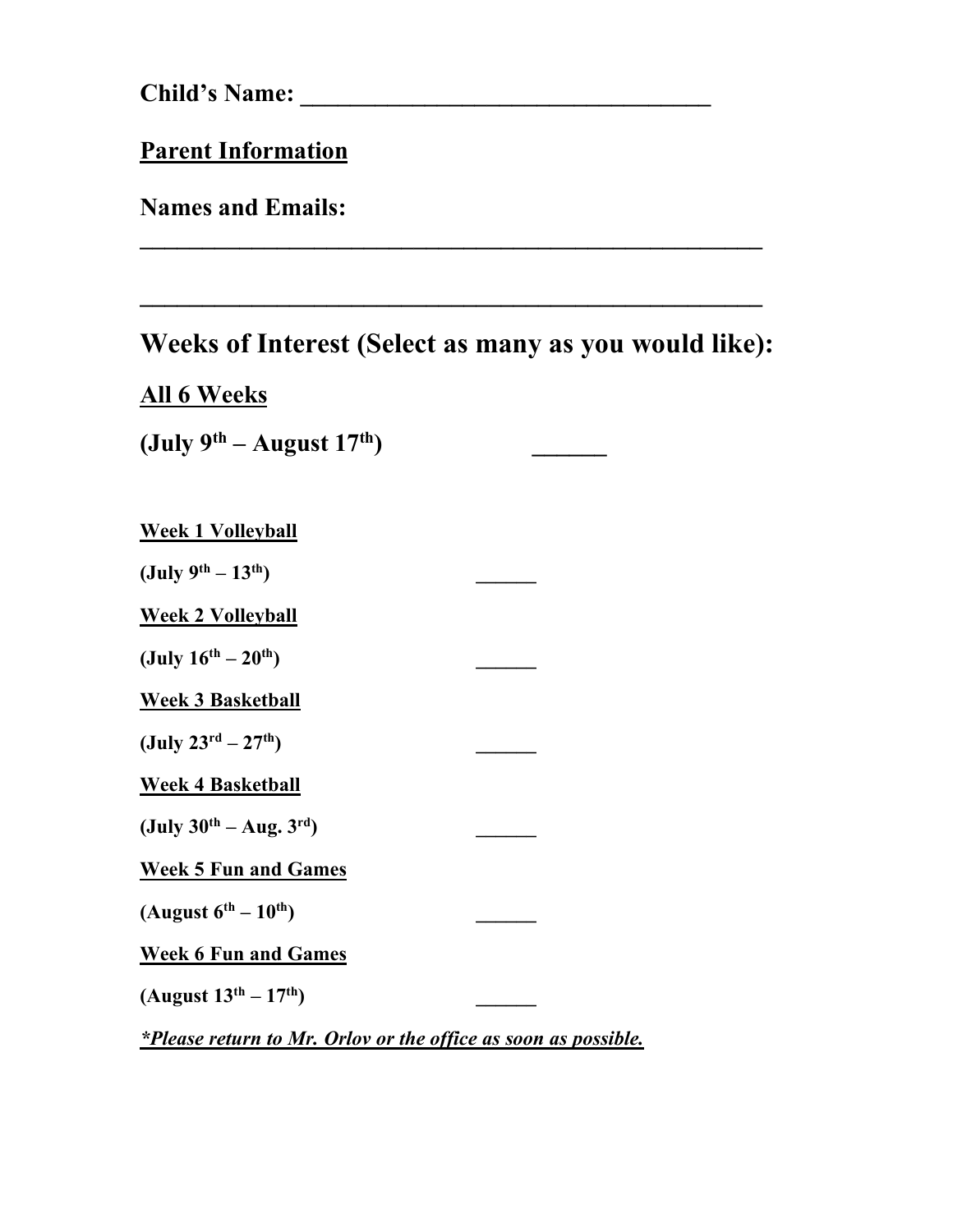**Child's Name: ________________________________**

**<u>Parent Information</u>**

**Names and Emails:**

__________________________________________________

__________________________________________________

## Weeks of Interest (Select as many as you would like):

**<u>All 6 Weeks</u>**

**(July 9th – August 17th)** ______

**<u>Week 1 Volleyball</u>**

**(July 9th – 13th)** ______

**<u>Week 2 Volleyball</u>**

**(July 16th – 20th)** ______

**<u>Week 3 Basketball</u>**

**(July 23rd – 27th)** ______

**<u>Week 4 Basketball</u>**

**(July 30th – Aug. 3rd)** ______

**<u>Week 5 Fun and Games</u>**

**(August 6th – 10th)** ______

**<u>Week 6 Fun and Games</u>**

**(August 13th – 17th)** ______

***<u>*Please return to Mr. Orlov or the office as soon as possible.</u>***